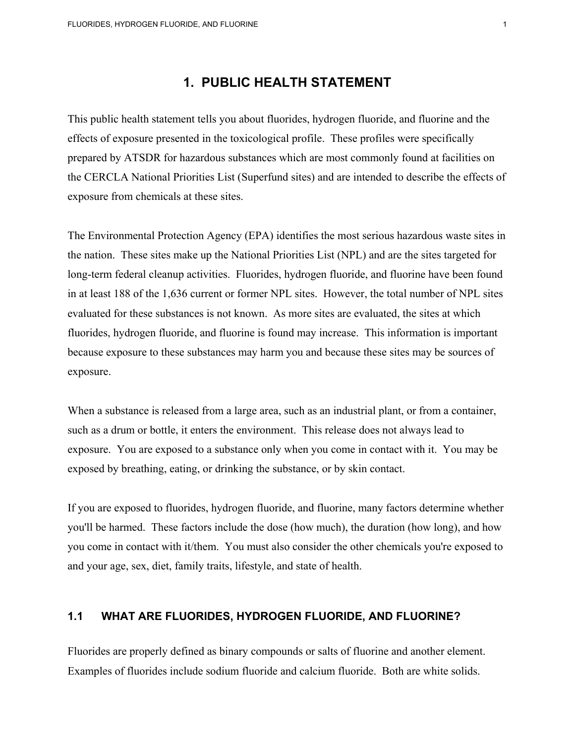# 1. PUBLIC HEALTH STATEMENT

This public health statement tells you about fluorides, hydrogen fluoride, and fluorine and the effects of exposure presented in the toxicological profile. These profiles were specifically prepared by ATSDR for hazardous substances which are most commonly found at facilities on the CERCLA National Priorities List (Superfund sites) and are intended to describe the effects of exposure from chemicals at these sites.

The Environmental Protection Agency (EPA) identifies the most serious hazardous waste sites in the nation. These sites make up the National Priorities List (NPL) and are the sites targeted for long-term federal cleanup activities. Fluorides, hydrogen fluoride, and fluorine have been found in at least 188 of the 1,636 current or former NPL sites. However, the total number of NPL sites evaluated for these substances is not known. As more sites are evaluated, the sites at which fluorides, hydrogen fluoride, and fluorine is found may increase. This information is important because exposure to these substances may harm you and because these sites may be sources of exposure.

When a substance is released from a large area, such as an industrial plant, or from a container, such as a drum or bottle, it enters the environment. This release does not always lead to exposure. You are exposed to a substance only when you come in contact with it. You may be exposed by breathing, eating, or drinking the substance, or by skin contact.

If you are exposed to fluorides, hydrogen fluoride, and fluorine, many factors determine whether you'll be harmed. These factors include the dose (how much), the duration (how long), and how you come in contact with it/them. You must also consider the other chemicals you're exposed to and your age, sex, diet, family traits, lifestyle, and state of health.

## 1.1 WHAT ARE FLUORIDES, HYDROGEN FLUORIDE, AND FLUORINE?

Fluorides are properly defined as binary compounds or salts of fluorine and another element. Examples of fluorides include sodium fluoride and calcium fluoride. Both are white solids.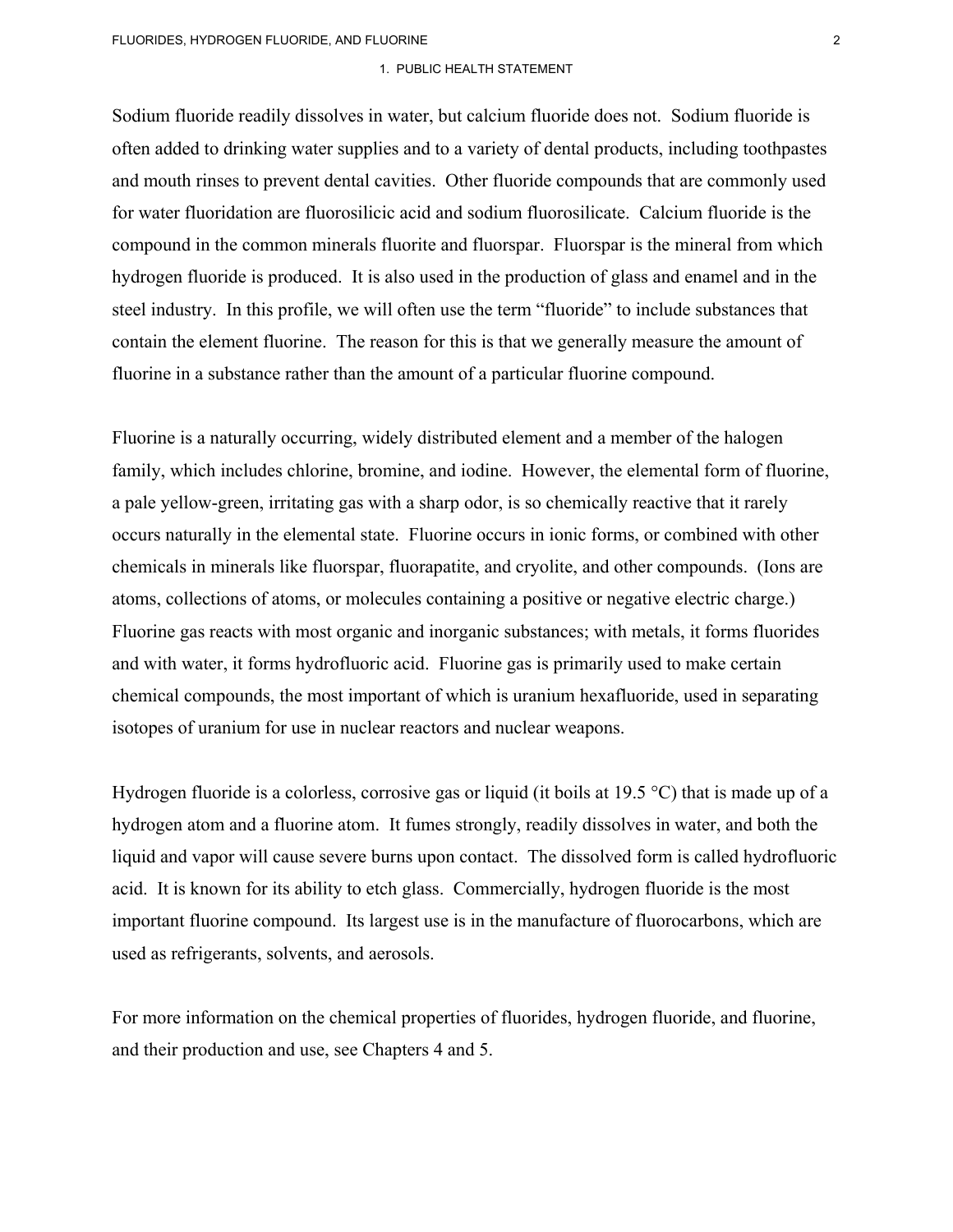Sodium fluoride readily dissolves in water, but calcium fluoride does not. Sodium fluoride is often added to drinking water supplies and to a variety of dental products, including toothpastes and mouth rinses to prevent dental cavities. Other fluoride compounds that are commonly used for water fluoridation are fluorosilicic acid and sodium fluorosilicate. Calcium fluoride is the compound in the common minerals fluorite and fluorspar. Fluorspar is the mineral from which hydrogen fluoride is produced. It is also used in the production of glass and enamel and in the steel industry. In this profile, we will often use the term "fluoride" to include substances that contain the element fluorine. The reason for this is that we generally measure the amount of fluorine in a substance rather than the amount of a particular fluorine compound.

Fluorine is a naturally occurring, widely distributed element and a member of the halogen family, which includes chlorine, bromine, and iodine. However, the elemental form of fluorine, a pale yellow-green, irritating gas with a sharp odor, is so chemically reactive that it rarely occurs naturally in the elemental state. Fluorine occurs in ionic forms, or combined with other chemicals in minerals like fluorspar, fluorapatite, and cryolite, and other compounds. (Ions are atoms, collections of atoms, or molecules containing a positive or negative electric charge.) Fluorine gas reacts with most organic and inorganic substances; with metals, it forms fluorides and with water, it forms hydrofluoric acid. Fluorine gas is primarily used to make certain chemical compounds, the most important of which is uranium hexafluoride, used in separating isotopes of uranium for use in nuclear reactors and nuclear weapons.

Hydrogen fluoride is a colorless, corrosive gas or liquid (it boils at 19.5 °C) that is made up of a hydrogen atom and a fluorine atom. It fumes strongly, readily dissolves in water, and both the liquid and vapor will cause severe burns upon contact. The dissolved form is called hydrofluoric acid. It is known for its ability to etch glass. Commercially, hydrogen fluoride is the most important fluorine compound. Its largest use is in the manufacture of fluorocarbons, which are used as refrigerants, solvents, and aerosols.

For more information on the chemical properties of fluorides, hydrogen fluoride, and fluorine, and their production and use, see Chapters 4 and 5.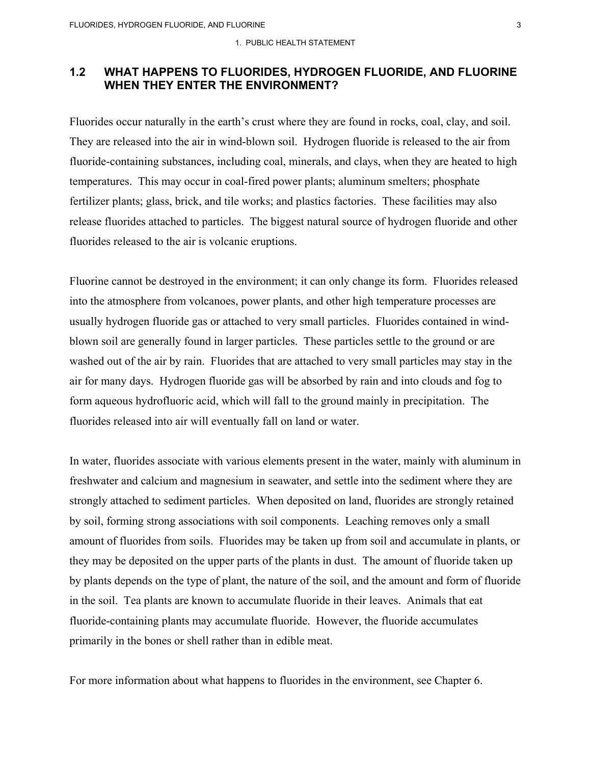## 1.2 WHAT HAPPENS TO FLUORIDES, HYDROGEN FLUORIDE, AND FLUORINE WHEN THEY ENTER THE ENVIRONMENT?

Fluorides occur naturally in the earth's crust where they are found in rocks, coal, clay, and soil. They are released into the air in wind-blown soil. Hydrogen fluoride is released to the air from fluoride-containing substances, including coal, minerals, and clays, when they are heated to high temperatures. This may occur in coal-fired power plants; aluminum smelters; phosphate fertilizer plants; glass, brick, and tile works; and plastics factories. These facilities may also release fluorides attached to particles. The biggest natural source of hydrogen fluoride and other fluorides released to the air is volcanic eruptions.

Fluorine cannot be destroyed in the environment; it can only change its form. Fluorides released into the atmosphere from volcanoes, power plants, and other high temperature processes are usually hydrogen fluoride gas or attached to very small particles. Fluorides contained in wind-blown soil are generally found in larger particles. These particles settle to the ground or are washed out of the air by rain. Fluorides that are attached to very small particles may stay in the air for many days. Hydrogen fluoride gas will be absorbed by rain and into clouds and fog to form aqueous hydrofluoric acid, which will fall to the ground mainly in precipitation. The fluorides released into air will eventually fall on land or water.

In water, fluorides associate with various elements present in the water, mainly with aluminum in freshwater and calcium and magnesium in seawater, and settle into the sediment where they are strongly attached to sediment particles. When deposited on land, fluorides are strongly retained by soil, forming strong associations with soil components. Leaching removes only a small amount of fluorides from soils. Fluorides may be taken up from soil and accumulate in plants, or they may be deposited on the upper parts of the plants in dust. The amount of fluoride taken up by plants depends on the type of plant, the nature of the soil, and the amount and form of fluoride in the soil. Tea plants are known to accumulate fluoride in their leaves. Animals that eat fluoride-containing plants may accumulate fluoride. However, the fluoride accumulates primarily in the bones or shell rather than in edible meat.

For more information about what happens to fluorides in the environment, see Chapter 6.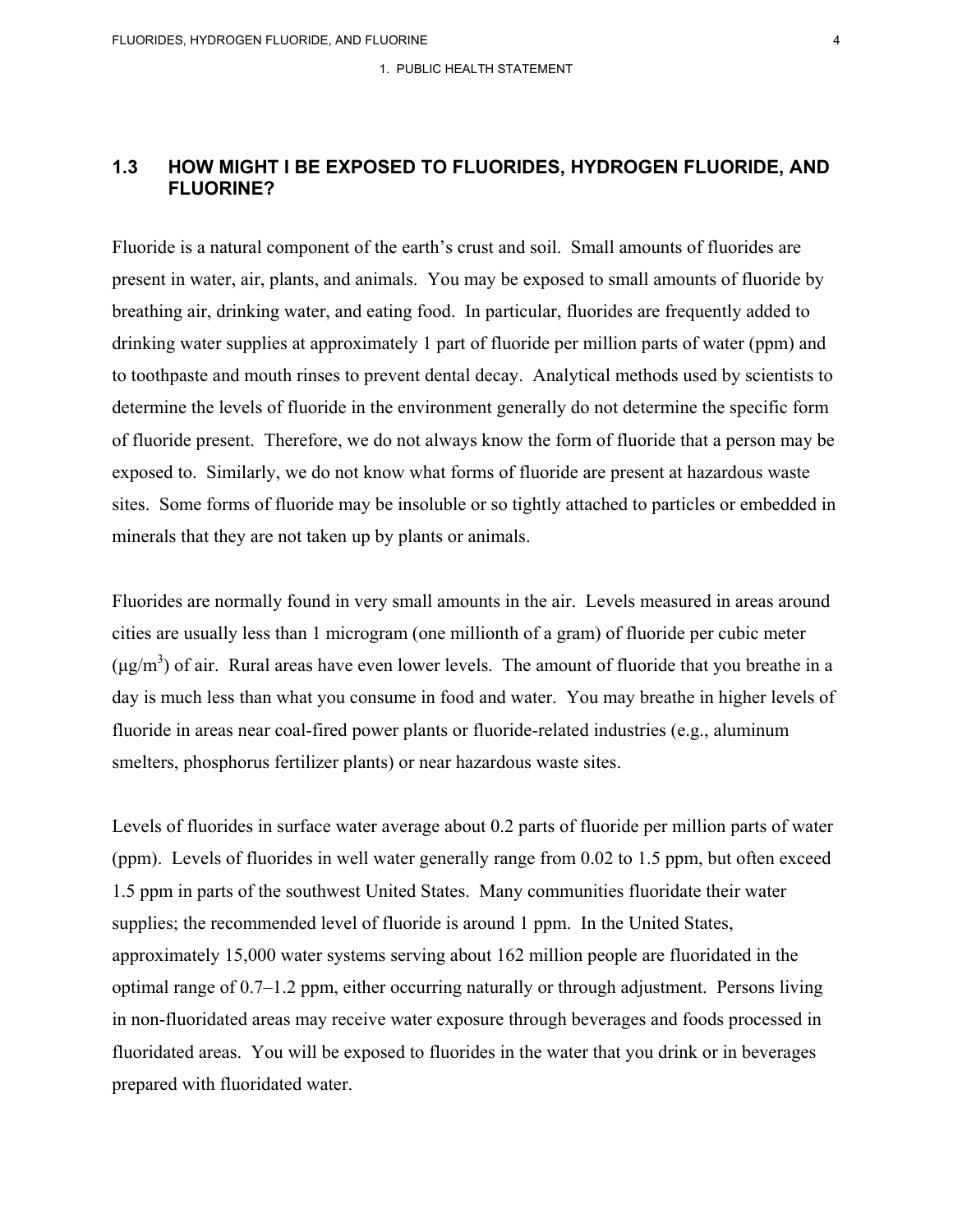## 1.3 HOW MIGHT I BE EXPOSED TO FLUORIDES, HYDROGEN FLUORIDE, AND FLUORINE?

Fluoride is a natural component of the earth's crust and soil. Small amounts of fluorides are present in water, air, plants, and animals. You may be exposed to small amounts of fluoride by breathing air, drinking water, and eating food. In particular, fluorides are frequently added to drinking water supplies at approximately 1 part of fluoride per million parts of water (ppm) and to toothpaste and mouth rinses to prevent dental decay. Analytical methods used by scientists to determine the levels of fluoride in the environment generally do not determine the specific form of fluoride present. Therefore, we do not always know the form of fluoride that a person may be exposed to. Similarly, we do not know what forms of fluoride are present at hazardous waste sites. Some forms of fluoride may be insoluble or so tightly attached to particles or embedded in minerals that they are not taken up by plants or animals.

Fluorides are normally found in very small amounts in the air. Levels measured in areas around cities are usually less than 1 microgram (one millionth of a gram) of fluoride per cubic meter ($\mu g/m^3$) of air. Rural areas have even lower levels. The amount of fluoride that you breathe in a day is much less than what you consume in food and water. You may breathe in higher levels of fluoride in areas near coal-fired power plants or fluoride-related industries (e.g., aluminum smelters, phosphorus fertilizer plants) or near hazardous waste sites.

Levels of fluorides in surface water average about 0.2 parts of fluoride per million parts of water (ppm). Levels of fluorides in well water generally range from 0.02 to 1.5 ppm, but often exceed 1.5 ppm in parts of the southwest United States. Many communities fluoridate their water supplies; the recommended level of fluoride is around 1 ppm. In the United States, approximately 15,000 water systems serving about 162 million people are fluoridated in the optimal range of 0.7–1.2 ppm, either occurring naturally or through adjustment. Persons living in non-fluoridated areas may receive water exposure through beverages and foods processed in fluoridated areas. You will be exposed to fluorides in the water that you drink or in beverages prepared with fluoridated water.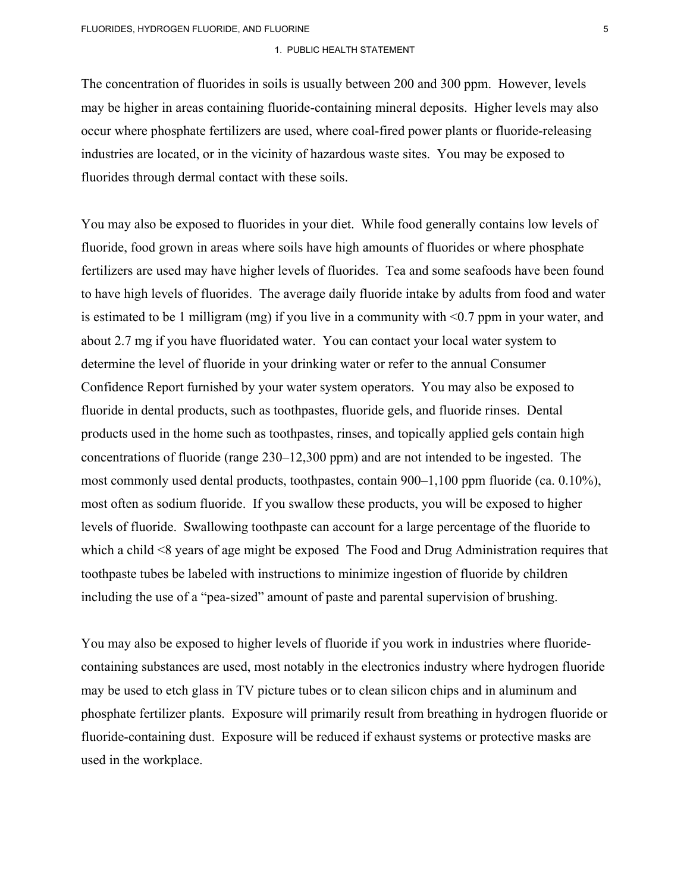The concentration of fluorides in soils is usually between 200 and 300 ppm. However, levels may be higher in areas containing fluoride-containing mineral deposits. Higher levels may also occur where phosphate fertilizers are used, where coal-fired power plants or fluoride-releasing industries are located, or in the vicinity of hazardous waste sites. You may be exposed to fluorides through dermal contact with these soils.

You may also be exposed to fluorides in your diet. While food generally contains low levels of fluoride, food grown in areas where soils have high amounts of fluorides or where phosphate fertilizers are used may have higher levels of fluorides. Tea and some seafoods have been found to have high levels of fluorides. The average daily fluoride intake by adults from food and water is estimated to be 1 milligram (mg) if you live in a community with <0.7 ppm in your water, and about 2.7 mg if you have fluoridated water. You can contact your local water system to determine the level of fluoride in your drinking water or refer to the annual Consumer Confidence Report furnished by your water system operators. You may also be exposed to fluoride in dental products, such as toothpastes, fluoride gels, and fluoride rinses. Dental products used in the home such as toothpastes, rinses, and topically applied gels contain high concentrations of fluoride (range 230–12,300 ppm) and are not intended to be ingested. The most commonly used dental products, toothpastes, contain 900–1,100 ppm fluoride (ca. 0.10%), most often as sodium fluoride. If you swallow these products, you will be exposed to higher levels of fluoride. Swallowing toothpaste can account for a large percentage of the fluoride to which a child <8 years of age might be exposed The Food and Drug Administration requires that toothpaste tubes be labeled with instructions to minimize ingestion of fluoride by children including the use of a "pea-sized" amount of paste and parental supervision of brushing.

You may also be exposed to higher levels of fluoride if you work in industries where fluoride-containing substances are used, most notably in the electronics industry where hydrogen fluoride may be used to etch glass in TV picture tubes or to clean silicon chips and in aluminum and phosphate fertilizer plants. Exposure will primarily result from breathing in hydrogen fluoride or fluoride-containing dust. Exposure will be reduced if exhaust systems or protective masks are used in the workplace.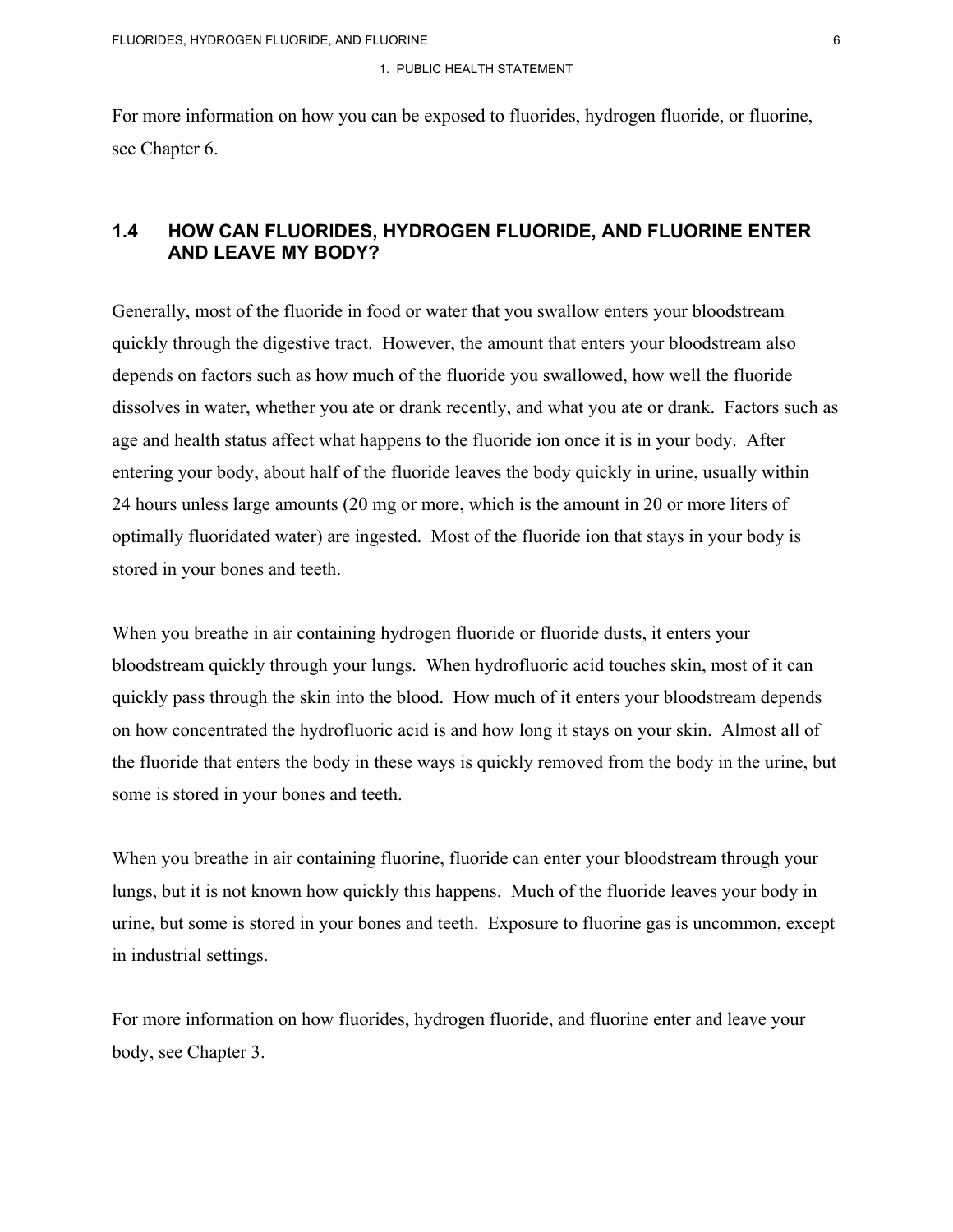For more information on how you can be exposed to fluorides, hydrogen fluoride, or fluorine, see Chapter 6.

## 1.4 HOW CAN FLUORIDES, HYDROGEN FLUORIDE, AND FLUORINE ENTER AND LEAVE MY BODY?

Generally, most of the fluoride in food or water that you swallow enters your bloodstream quickly through the digestive tract. However, the amount that enters your bloodstream also depends on factors such as how much of the fluoride you swallowed, how well the fluoride dissolves in water, whether you ate or drank recently, and what you ate or drank. Factors such as age and health status affect what happens to the fluoride ion once it is in your body. After entering your body, about half of the fluoride leaves the body quickly in urine, usually within 24 hours unless large amounts (20 mg or more, which is the amount in 20 or more liters of optimally fluoridated water) are ingested. Most of the fluoride ion that stays in your body is stored in your bones and teeth.

When you breathe in air containing hydrogen fluoride or fluoride dusts, it enters your bloodstream quickly through your lungs. When hydrofluoric acid touches skin, most of it can quickly pass through the skin into the blood. How much of it enters your bloodstream depends on how concentrated the hydrofluoric acid is and how long it stays on your skin. Almost all of the fluoride that enters the body in these ways is quickly removed from the body in the urine, but some is stored in your bones and teeth.

When you breathe in air containing fluorine, fluoride can enter your bloodstream through your lungs, but it is not known how quickly this happens. Much of the fluoride leaves your body in urine, but some is stored in your bones and teeth. Exposure to fluorine gas is uncommon, except in industrial settings.

For more information on how fluorides, hydrogen fluoride, and fluorine enter and leave your body, see Chapter 3.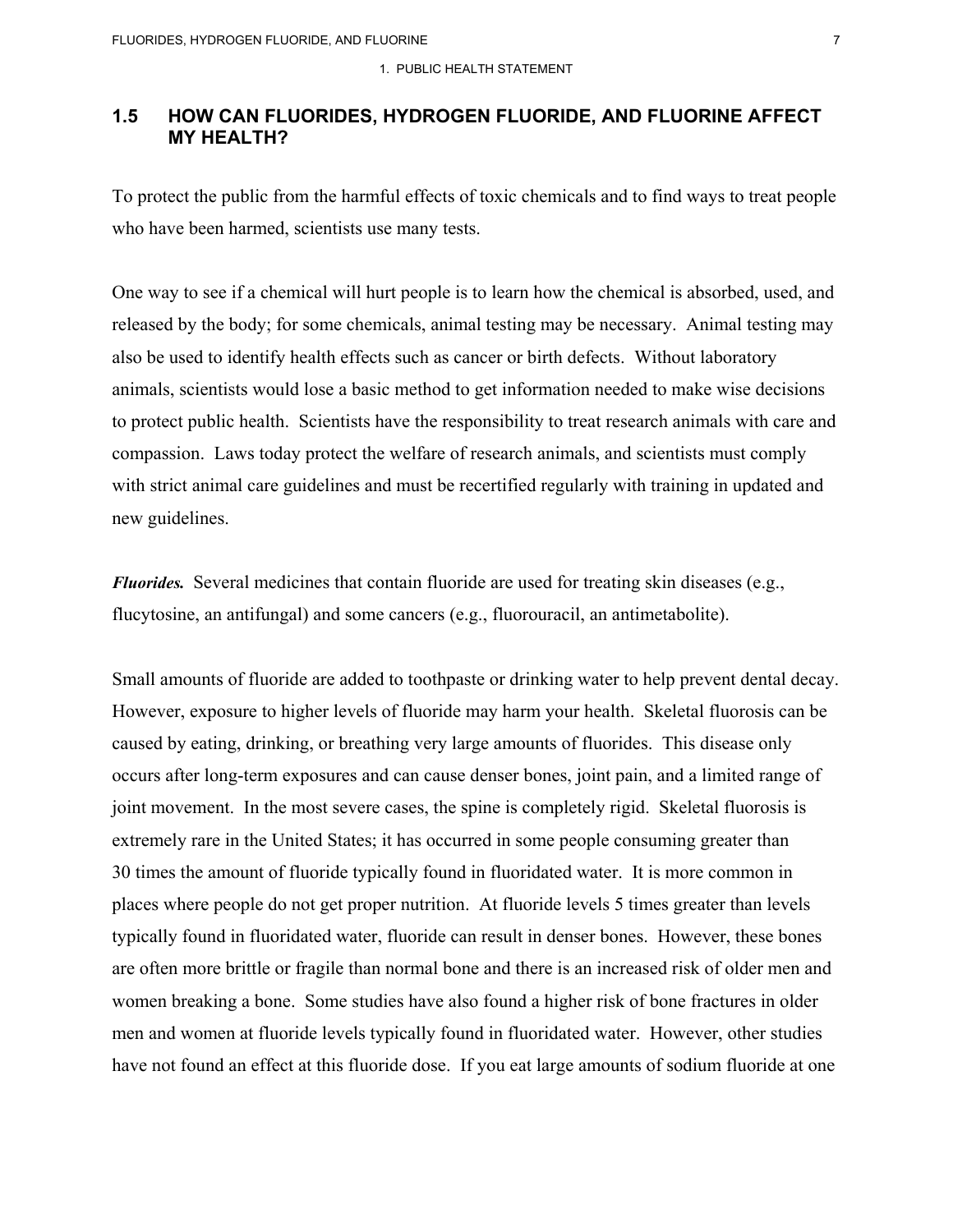## 1.5 HOW CAN FLUORIDES, HYDROGEN FLUORIDE, AND FLUORINE AFFECT MY HEALTH?

To protect the public from the harmful effects of toxic chemicals and to find ways to treat people who have been harmed, scientists use many tests.

One way to see if a chemical will hurt people is to learn how the chemical is absorbed, used, and released by the body; for some chemicals, animal testing may be necessary. Animal testing may also be used to identify health effects such as cancer or birth defects. Without laboratory animals, scientists would lose a basic method to get information needed to make wise decisions to protect public health. Scientists have the responsibility to treat research animals with care and compassion. Laws today protect the welfare of research animals, and scientists must comply with strict animal care guidelines and must be recertified regularly with training in updated and new guidelines.

***Fluorides.*** Several medicines that contain fluoride are used for treating skin diseases (e.g., flucytosine, an antifungal) and some cancers (e.g., fluorouracil, an antimetabolite).

Small amounts of fluoride are added to toothpaste or drinking water to help prevent dental decay. However, exposure to higher levels of fluoride may harm your health. Skeletal fluorosis can be caused by eating, drinking, or breathing very large amounts of fluorides. This disease only occurs after long-term exposures and can cause denser bones, joint pain, and a limited range of joint movement. In the most severe cases, the spine is completely rigid. Skeletal fluorosis is extremely rare in the United States; it has occurred in some people consuming greater than 30 times the amount of fluoride typically found in fluoridated water. It is more common in places where people do not get proper nutrition. At fluoride levels 5 times greater than levels typically found in fluoridated water, fluoride can result in denser bones. However, these bones are often more brittle or fragile than normal bone and there is an increased risk of older men and women breaking a bone. Some studies have also found a higher risk of bone fractures in older men and women at fluoride levels typically found in fluoridated water. However, other studies have not found an effect at this fluoride dose. If you eat large amounts of sodium fluoride at one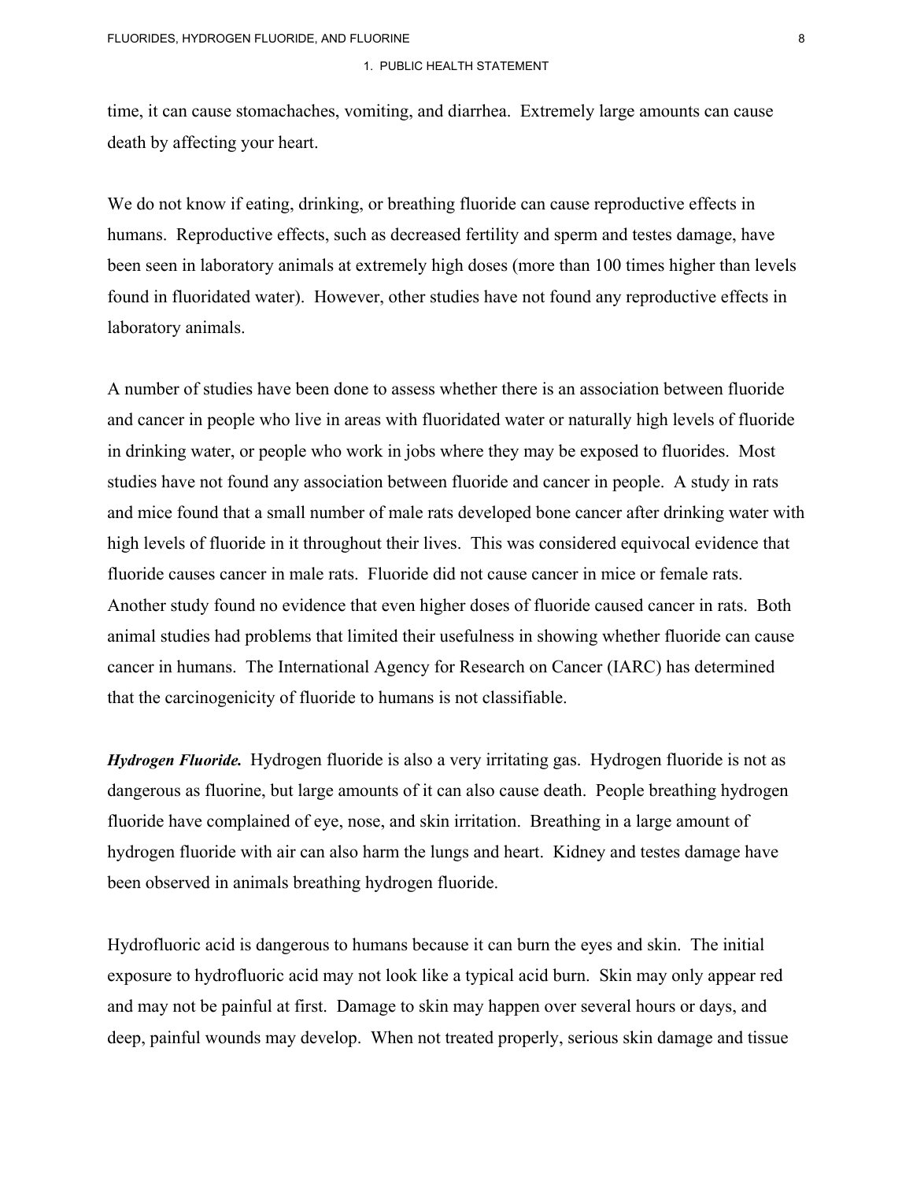time, it can cause stomachaches, vomiting, and diarrhea. Extremely large amounts can cause death by affecting your heart.

We do not know if eating, drinking, or breathing fluoride can cause reproductive effects in humans. Reproductive effects, such as decreased fertility and sperm and testes damage, have been seen in laboratory animals at extremely high doses (more than 100 times higher than levels found in fluoridated water). However, other studies have not found any reproductive effects in laboratory animals.

A number of studies have been done to assess whether there is an association between fluoride and cancer in people who live in areas with fluoridated water or naturally high levels of fluoride in drinking water, or people who work in jobs where they may be exposed to fluorides. Most studies have not found any association between fluoride and cancer in people. A study in rats and mice found that a small number of male rats developed bone cancer after drinking water with high levels of fluoride in it throughout their lives. This was considered equivocal evidence that fluoride causes cancer in male rats. Fluoride did not cause cancer in mice or female rats. Another study found no evidence that even higher doses of fluoride caused cancer in rats. Both animal studies had problems that limited their usefulness in showing whether fluoride can cause cancer in humans. The International Agency for Research on Cancer (IARC) has determined that the carcinogenicity of fluoride to humans is not classifiable.

***Hydrogen Fluoride.*** Hydrogen fluoride is also a very irritating gas. Hydrogen fluoride is not as dangerous as fluorine, but large amounts of it can also cause death. People breathing hydrogen fluoride have complained of eye, nose, and skin irritation. Breathing in a large amount of hydrogen fluoride with air can also harm the lungs and heart. Kidney and testes damage have been observed in animals breathing hydrogen fluoride.

Hydrofluoric acid is dangerous to humans because it can burn the eyes and skin. The initial exposure to hydrofluoric acid may not look like a typical acid burn. Skin may only appear red and may not be painful at first. Damage to skin may happen over several hours or days, and deep, painful wounds may develop. When not treated properly, serious skin damage and tissue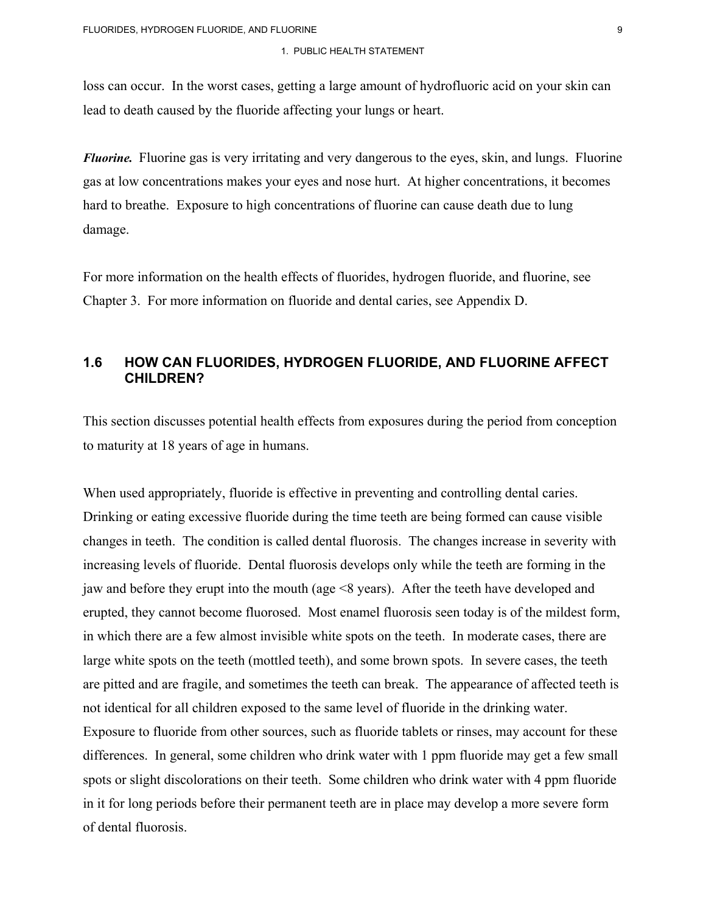loss can occur. In the worst cases, getting a large amount of hydrofluoric acid on your skin can lead to death caused by the fluoride affecting your lungs or heart.

***Fluorine.*** Fluorine gas is very irritating and very dangerous to the eyes, skin, and lungs. Fluorine gas at low concentrations makes your eyes and nose hurt. At higher concentrations, it becomes hard to breathe. Exposure to high concentrations of fluorine can cause death due to lung damage.

For more information on the health effects of fluorides, hydrogen fluoride, and fluorine, see Chapter 3. For more information on fluoride and dental caries, see Appendix D.

## 1.6 HOW CAN FLUORIDES, HYDROGEN FLUORIDE, AND FLUORINE AFFECT CHILDREN?

This section discusses potential health effects from exposures during the period from conception to maturity at 18 years of age in humans.

When used appropriately, fluoride is effective in preventing and controlling dental caries. Drinking or eating excessive fluoride during the time teeth are being formed can cause visible changes in teeth. The condition is called dental fluorosis. The changes increase in severity with increasing levels of fluoride. Dental fluorosis develops only while the teeth are forming in the jaw and before they erupt into the mouth (age <8 years). After the teeth have developed and erupted, they cannot become fluorosed. Most enamel fluorosis seen today is of the mildest form, in which there are a few almost invisible white spots on the teeth. In moderate cases, there are large white spots on the teeth (mottled teeth), and some brown spots. In severe cases, the teeth are pitted and are fragile, and sometimes the teeth can break. The appearance of affected teeth is not identical for all children exposed to the same level of fluoride in the drinking water. Exposure to fluoride from other sources, such as fluoride tablets or rinses, may account for these differences. In general, some children who drink water with 1 ppm fluoride may get a few small spots or slight discolorations on their teeth. Some children who drink water with 4 ppm fluoride in it for long periods before their permanent teeth are in place may develop a more severe form of dental fluorosis.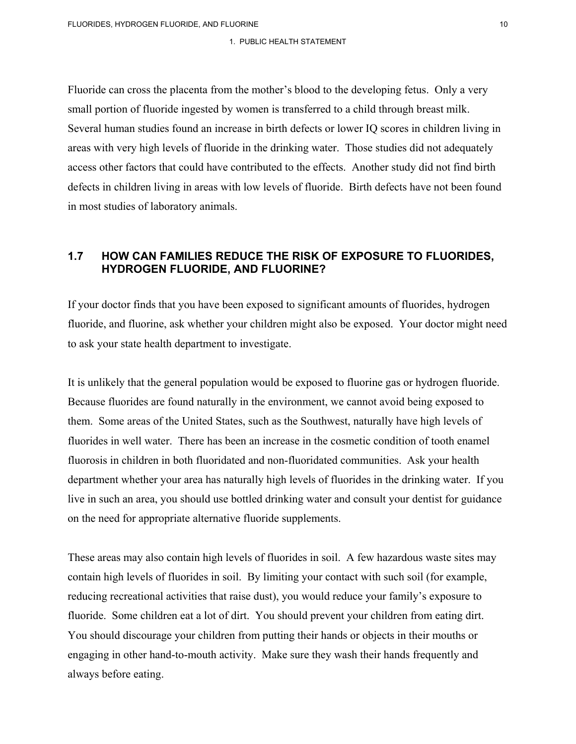Fluoride can cross the placenta from the mother's blood to the developing fetus. Only a very small portion of fluoride ingested by women is transferred to a child through breast milk. Several human studies found an increase in birth defects or lower IQ scores in children living in areas with very high levels of fluoride in the drinking water. Those studies did not adequately access other factors that could have contributed to the effects. Another study did not find birth defects in children living in areas with low levels of fluoride. Birth defects have not been found in most studies of laboratory animals.

## 1.7 HOW CAN FAMILIES REDUCE THE RISK OF EXPOSURE TO FLUORIDES, HYDROGEN FLUORIDE, AND FLUORINE?

If your doctor finds that you have been exposed to significant amounts of fluorides, hydrogen fluoride, and fluorine, ask whether your children might also be exposed. Your doctor might need to ask your state health department to investigate.

It is unlikely that the general population would be exposed to fluorine gas or hydrogen fluoride. Because fluorides are found naturally in the environment, we cannot avoid being exposed to them. Some areas of the United States, such as the Southwest, naturally have high levels of fluorides in well water. There has been an increase in the cosmetic condition of tooth enamel fluorosis in children in both fluoridated and non-fluoridated communities. Ask your health department whether your area has naturally high levels of fluorides in the drinking water. If you live in such an area, you should use bottled drinking water and consult your dentist for guidance on the need for appropriate alternative fluoride supplements.

These areas may also contain high levels of fluorides in soil. A few hazardous waste sites may contain high levels of fluorides in soil. By limiting your contact with such soil (for example, reducing recreational activities that raise dust), you would reduce your family's exposure to fluoride. Some children eat a lot of dirt. You should prevent your children from eating dirt. You should discourage your children from putting their hands or objects in their mouths or engaging in other hand-to-mouth activity. Make sure they wash their hands frequently and always before eating.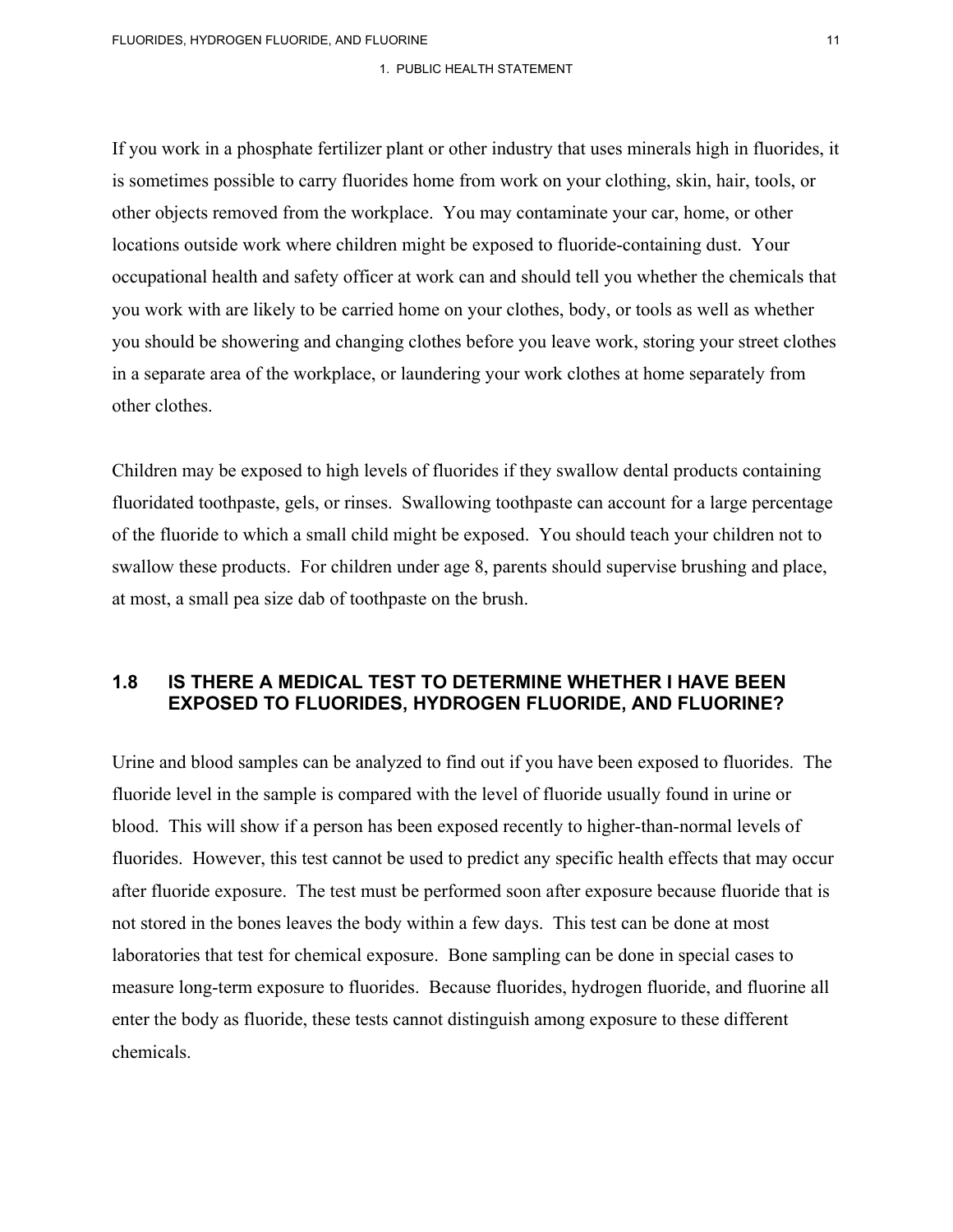If you work in a phosphate fertilizer plant or other industry that uses minerals high in fluorides, it is sometimes possible to carry fluorides home from work on your clothing, skin, hair, tools, or other objects removed from the workplace. You may contaminate your car, home, or other locations outside work where children might be exposed to fluoride-containing dust. Your occupational health and safety officer at work can and should tell you whether the chemicals that you work with are likely to be carried home on your clothes, body, or tools as well as whether you should be showering and changing clothes before you leave work, storing your street clothes in a separate area of the workplace, or laundering your work clothes at home separately from other clothes.

Children may be exposed to high levels of fluorides if they swallow dental products containing fluoridated toothpaste, gels, or rinses. Swallowing toothpaste can account for a large percentage of the fluoride to which a small child might be exposed. You should teach your children not to swallow these products. For children under age 8, parents should supervise brushing and place, at most, a small pea size dab of toothpaste on the brush.

## 1.8 IS THERE A MEDICAL TEST TO DETERMINE WHETHER I HAVE BEEN EXPOSED TO FLUORIDES, HYDROGEN FLUORIDE, AND FLUORINE?

Urine and blood samples can be analyzed to find out if you have been exposed to fluorides. The fluoride level in the sample is compared with the level of fluoride usually found in urine or blood. This will show if a person has been exposed recently to higher-than-normal levels of fluorides. However, this test cannot be used to predict any specific health effects that may occur after fluoride exposure. The test must be performed soon after exposure because fluoride that is not stored in the bones leaves the body within a few days. This test can be done at most laboratories that test for chemical exposure. Bone sampling can be done in special cases to measure long-term exposure to fluorides. Because fluorides, hydrogen fluoride, and fluorine all enter the body as fluoride, these tests cannot distinguish among exposure to these different chemicals.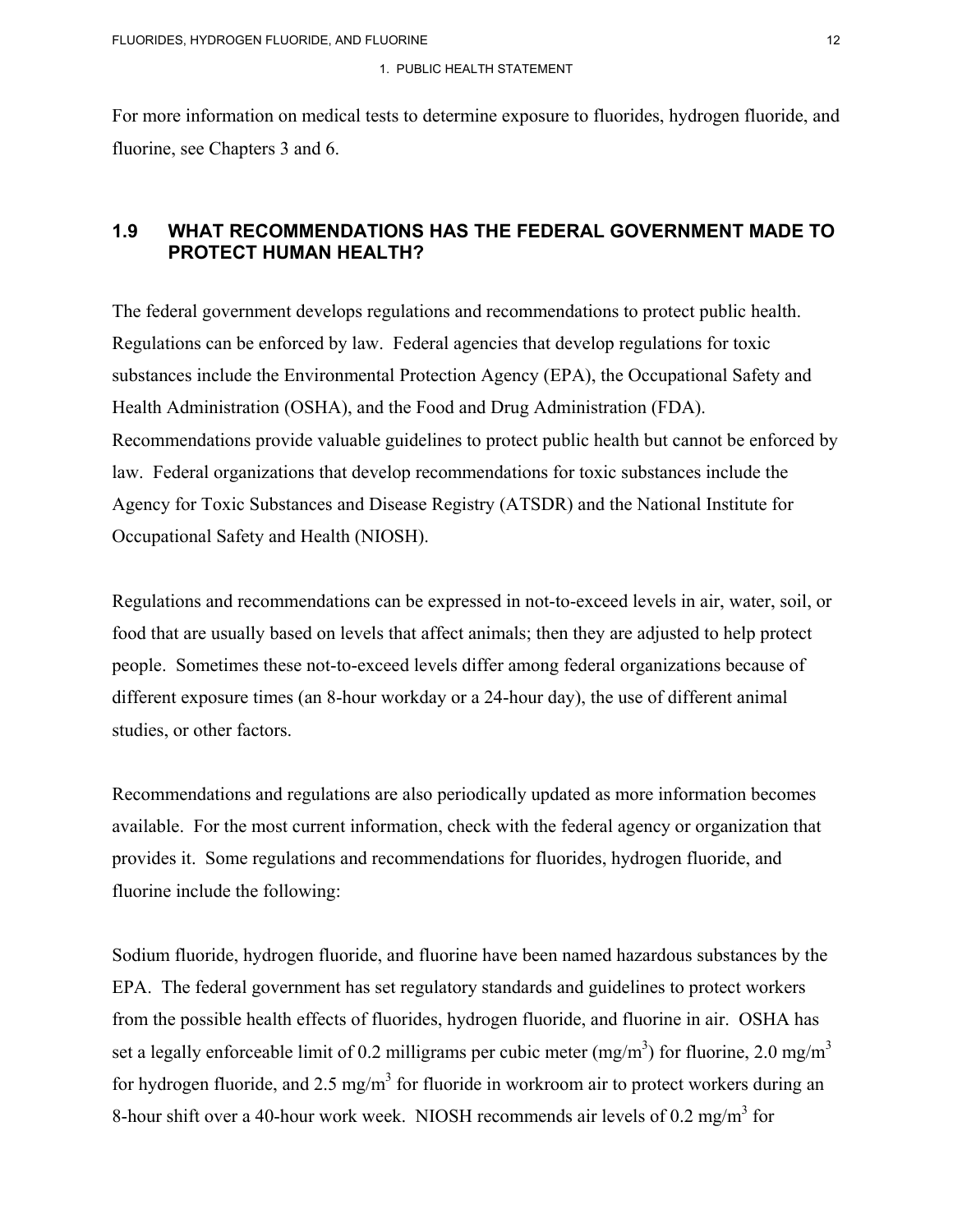For more information on medical tests to determine exposure to fluorides, hydrogen fluoride, and fluorine, see Chapters 3 and 6.

## 1.9 WHAT RECOMMENDATIONS HAS THE FEDERAL GOVERNMENT MADE TO PROTECT HUMAN HEALTH?

The federal government develops regulations and recommendations to protect public health. Regulations can be enforced by law. Federal agencies that develop regulations for toxic substances include the Environmental Protection Agency (EPA), the Occupational Safety and Health Administration (OSHA), and the Food and Drug Administration (FDA). Recommendations provide valuable guidelines to protect public health but cannot be enforced by law. Federal organizations that develop recommendations for toxic substances include the Agency for Toxic Substances and Disease Registry (ATSDR) and the National Institute for Occupational Safety and Health (NIOSH).

Regulations and recommendations can be expressed in not-to-exceed levels in air, water, soil, or food that are usually based on levels that affect animals; then they are adjusted to help protect people. Sometimes these not-to-exceed levels differ among federal organizations because of different exposure times (an 8-hour workday or a 24-hour day), the use of different animal studies, or other factors.

Recommendations and regulations are also periodically updated as more information becomes available. For the most current information, check with the federal agency or organization that provides it. Some regulations and recommendations for fluorides, hydrogen fluoride, and fluorine include the following:

Sodium fluoride, hydrogen fluoride, and fluorine have been named hazardous substances by the EPA. The federal government has set regulatory standards and guidelines to protect workers from the possible health effects of fluorides, hydrogen fluoride, and fluorine in air. OSHA has set a legally enforceable limit of 0.2 milligrams per cubic meter (mg/m$^3$) for fluorine, 2.0 mg/m$^3$ for hydrogen fluoride, and 2.5 mg/m$^3$ for fluoride in workroom air to protect workers during an 8-hour shift over a 40-hour work week. NIOSH recommends air levels of 0.2 mg/m$^3$ for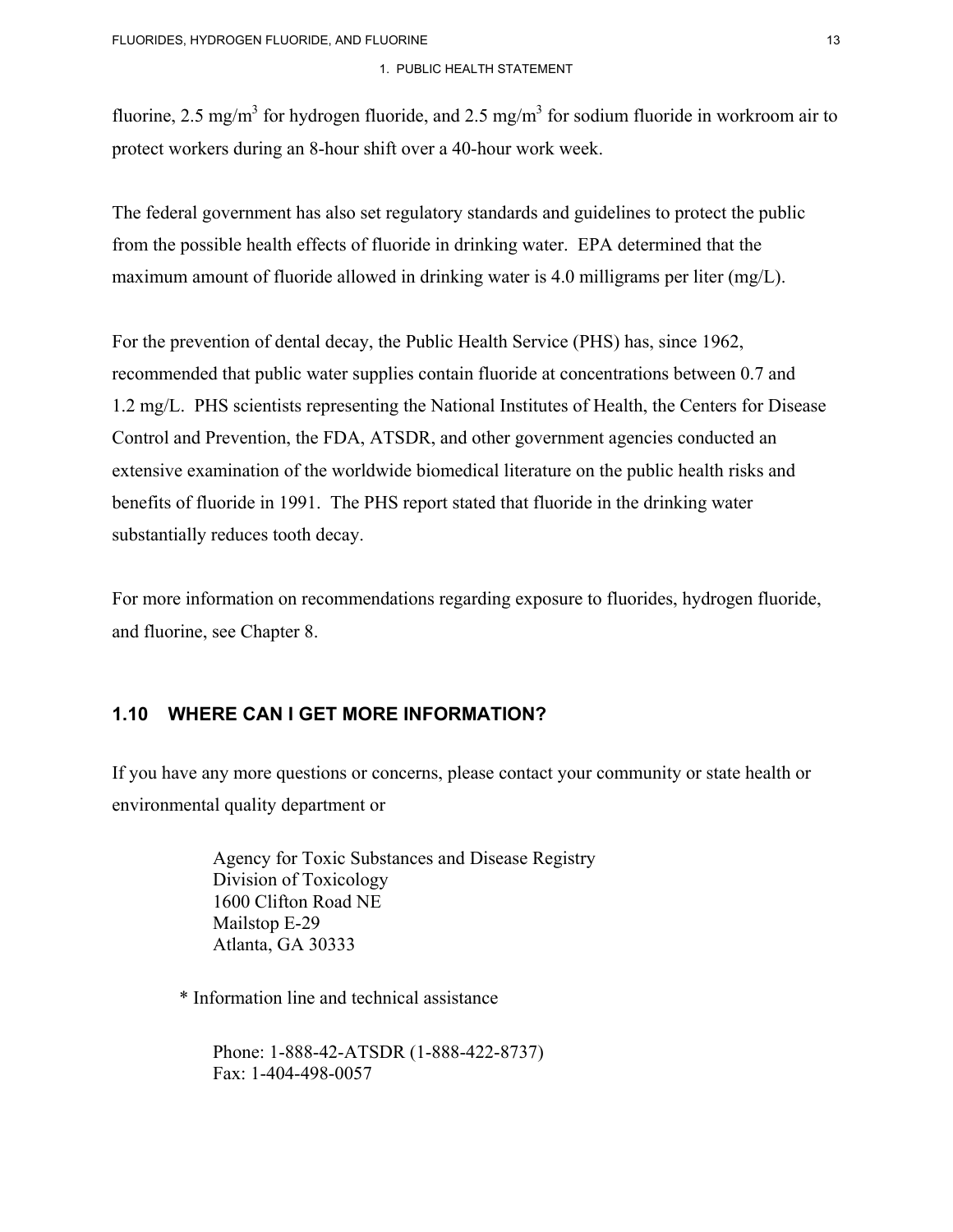fluorine, 2.5 mg/m$^3$ for hydrogen fluoride, and 2.5 mg/m$^3$ for sodium fluoride in workroom air to protect workers during an 8-hour shift over a 40-hour work week.

The federal government has also set regulatory standards and guidelines to protect the public from the possible health effects of fluoride in drinking water. EPA determined that the maximum amount of fluoride allowed in drinking water is 4.0 milligrams per liter (mg/L).

For the prevention of dental decay, the Public Health Service (PHS) has, since 1962, recommended that public water supplies contain fluoride at concentrations between 0.7 and 1.2 mg/L. PHS scientists representing the National Institutes of Health, the Centers for Disease Control and Prevention, the FDA, ATSDR, and other government agencies conducted an extensive examination of the worldwide biomedical literature on the public health risks and benefits of fluoride in 1991. The PHS report stated that fluoride in the drinking water substantially reduces tooth decay.

For more information on recommendations regarding exposure to fluorides, hydrogen fluoride, and fluorine, see Chapter 8.

## 1.10 WHERE CAN I GET MORE INFORMATION?

If you have any more questions or concerns, please contact your community or state health or environmental quality department or

Agency for Toxic Substances and Disease Registry
Division of Toxicology
1600 Clifton Road NE
Mailstop E-29
Atlanta, GA 30333

* Information line and technical assistance

Phone: 1-888-42-ATSDR (1-888-422-8737)
Fax: 1-404-498-0057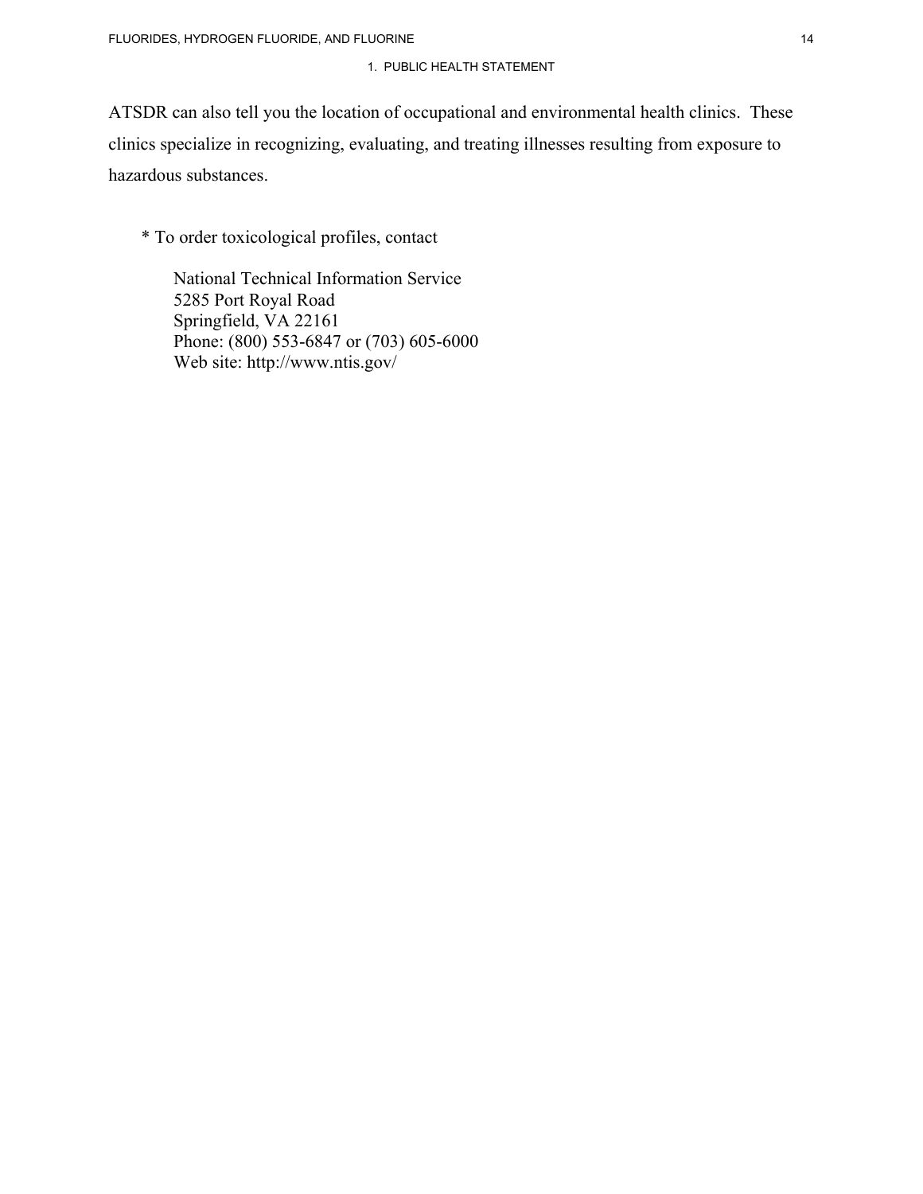ATSDR can also tell you the location of occupational and environmental health clinics. These clinics specialize in recognizing, evaluating, and treating illnesses resulting from exposure to hazardous substances.

* To order toxicological profiles, contact

National Technical Information Service
5285 Port Royal Road
Springfield, VA 22161
Phone: (800) 553-6847 or (703) 605-6000
Web site: http://www.ntis.gov/